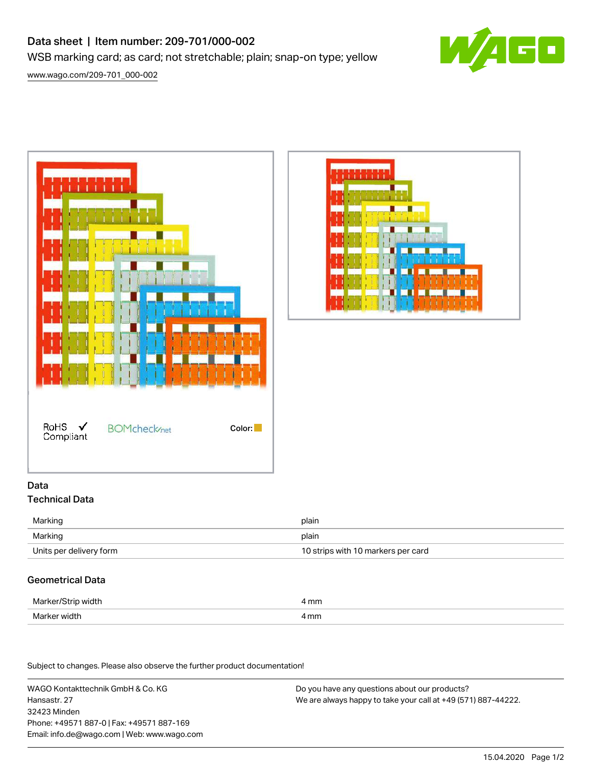# Data sheet | Item number: 209-701/000-002

WSB marking card; as card; not stretchable; plain; snap-on type; yellow

www.wago.com/209-701_000-002

RoHS Compliant ✓

BOMcheck.net

Color:

## Data

### Technical Data

| | |
|---|---|
| Marking | plain |
| Marking | plain |
| Units per delivery form | 10 strips with 10 markers per card |

### Geometrical Data

| | |
|---|---|
| Marker/Strip width | 4 mm |
| Marker width | 4 mm |

Subject to changes. Please also observe the further product documentation!

WAGO Kontakttechnik GmbH & Co. KG
Hansastr. 27
32423 Minden
Phone: +49571 887-0 | Fax: +49571 887-169
Email: info.de@wago.com | Web: www.wago.com

Do you have any questions about our products?
We are always happy to take your call at +49 (571) 887-44222.

15.04.2020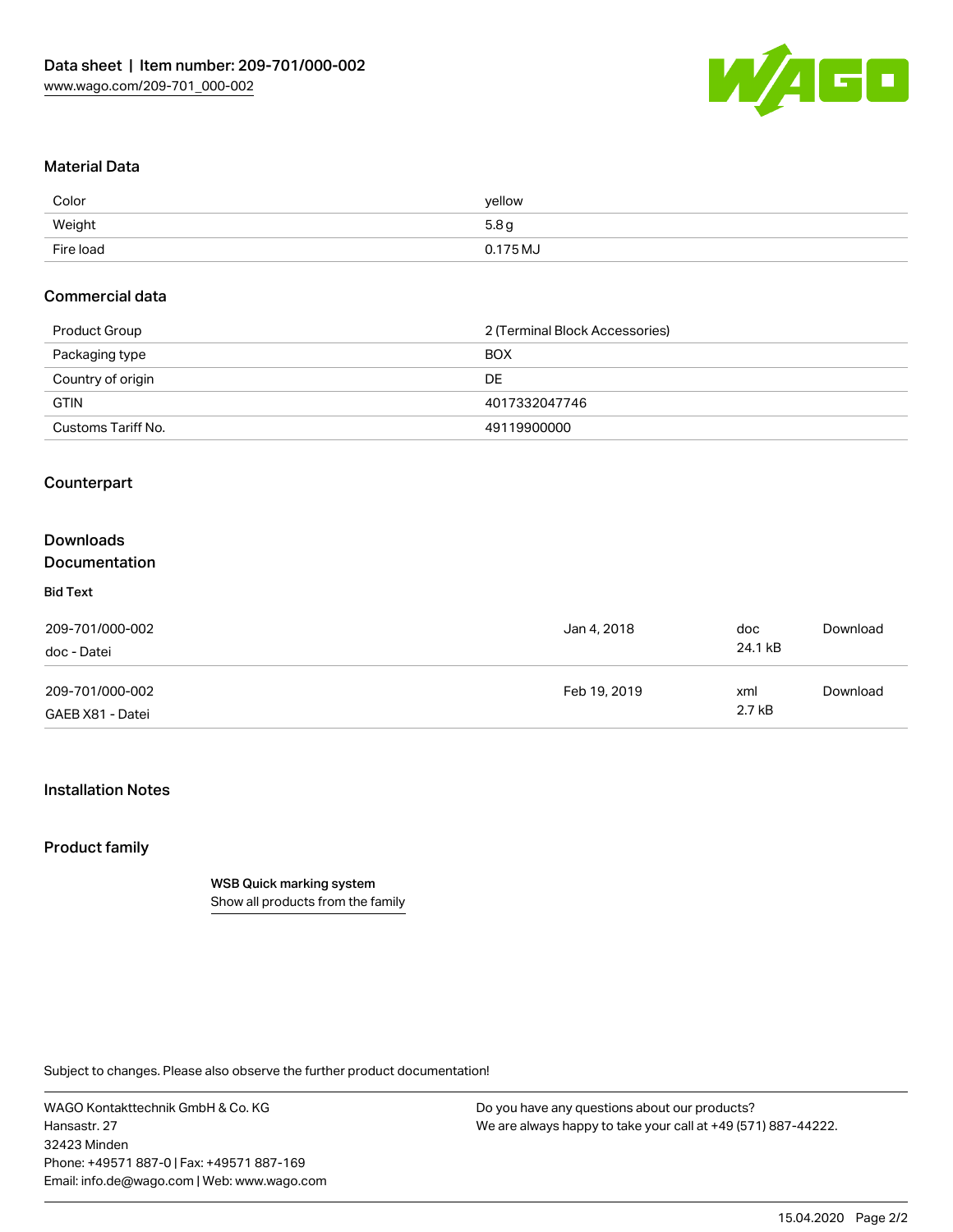## Material Data

| | |
|---|---|
| Color | yellow |
| Weight | 5.8 g |
| Fire load | 0.175 MJ |

## Commercial data

| | |
|---|---|
| Product Group | 2 (Terminal Block Accessories) |
| Packaging type | BOX |
| Country of origin | DE |
| GTIN | 4017332047746 |
| Customs Tariff No. | 49119900000 |

## Counterpart

## Downloads
## Documentation

**Bid Text**

| | | | |
|---|---|---|---|
| 209-701/000-002<br>doc - Datei | Jan 4, 2018 | doc<br>24.1 kB | Download |
| 209-701/000-002<br>GAEB X81 - Datei | Feb 19, 2019 | xml<br>2.7 kB | Download |

## Installation Notes

## Product family

**WSB Quick marking system**
Show all products from the family

Subject to changes. Please also observe the further product documentation!

WAGO Kontakttechnik GmbH & Co. KG
Hansastr. 27
32423 Minden
Phone: +49571 887-0 | Fax: +49571 887-169
Email: info.de@wago.com | Web: www.wago.com

Do you have any questions about our products?
We are always happy to take your call at +49 (571) 887-44222.